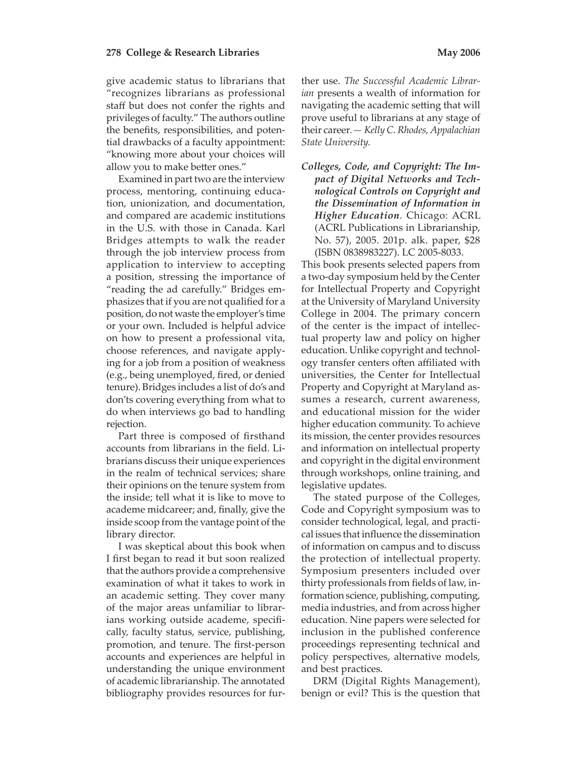give academic status to librarians that "recognizes librarians as professional staff but does not confer the rights and privileges of faculty." The authors outline the benefits, responsibilities, and potential drawbacks of a faculty appointment: "knowing more about your choices will allow you to make better ones."

Examined in part two are the interview process, mentoring, continuing education, unionization, and documentation, and compared are academic institutions in the U.S. with those in Canada. Karl Bridges attempts to walk the reader through the job interview process from application to interview to accepting a position, stressing the importance of "reading the ad carefully." Bridges emphasizes that if you are not qualified for a position, do not waste the employer's time or your own. Included is helpful advice on how to present a professional vita, choose references, and navigate applying for a job from a position of weakness (e.g., being unemployed, fired, or denied tenure). Bridges includes a list of do's and don'ts covering everything from what to do when interviews go bad to handling rejection.

Part three is composed of firsthand accounts from librarians in the field. Librarians discuss their unique experiences in the realm of technical services; share their opinions on the tenure system from the inside; tell what it is like to move to academe midcareer; and, finally, give the inside scoop from the vantage point of the library director.

I was skeptical about this book when I first began to read it but soon realized that the authors provide a comprehensive examination of what it takes to work in an academic setting. They cover many of the major areas unfamiliar to librarians working outside academe, specifically, faculty status, service, publishing, promotion, and tenure. The first-person accounts and experiences are helpful in understanding the unique environment of academic librarianship. The annotated bibliography provides resources for further use. *The Successful Academic Librarian* presents a wealth of information for navigating the academic setting that will prove useful to librarians at any stage of their career. — *Kelly C. Rhodes, Appalachian State University.*

***Colleges, Code, and Copyright: The Impact of Digital Networks and Technological Controls on Copyright and the Dissemination of Information in Higher Education***. Chicago: ACRL (ACRL Publications in Librarianship, No. 57), 2005. 201p. alk. paper, $28 (ISBN 0838983227). LC 2005-8033.

This book presents selected papers from a two-day symposium held by the Center for Intellectual Property and Copyright at the University of Maryland University College in 2004. The primary concern of the center is the impact of intellectual property law and policy on higher education. Unlike copyright and technology transfer centers often affiliated with universities, the Center for Intellectual Property and Copyright at Maryland assumes a research, current awareness, and educational mission for the wider higher education community. To achieve its mission, the center provides resources and information on intellectual property and copyright in the digital environment through workshops, online training, and legislative updates.

The stated purpose of the Colleges, Code and Copyright symposium was to consider technological, legal, and practical issues that influence the dissemination of information on campus and to discuss the protection of intellectual property. Symposium presenters included over thirty professionals from fields of law, information science, publishing, computing, media industries, and from across higher education. Nine papers were selected for inclusion in the published conference proceedings representing technical and policy perspectives, alternative models, and best practices.

DRM (Digital Rights Management), benign or evil? This is the question that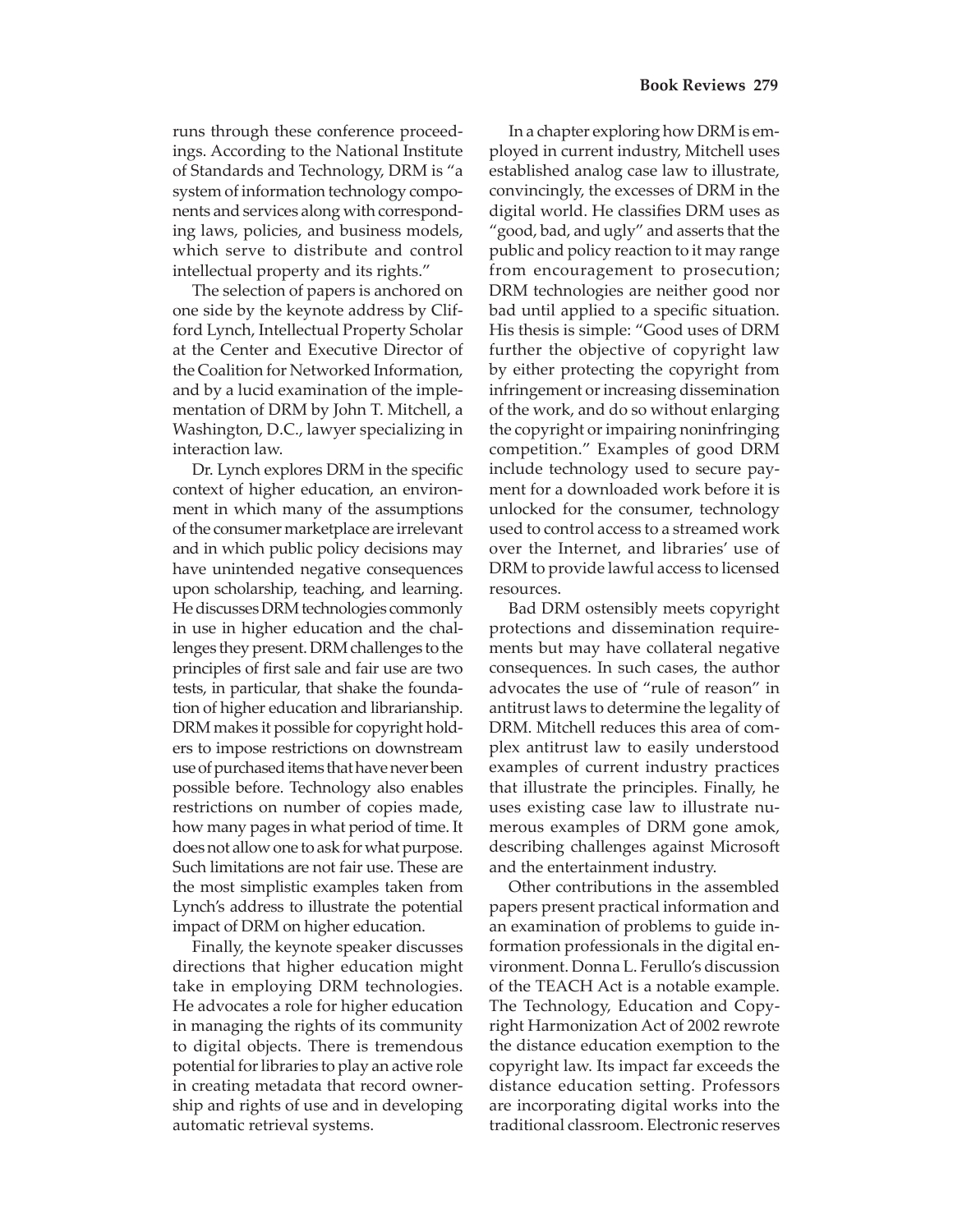runs through these conference proceedings. According to the National Institute of Standards and Technology, DRM is "a system of information technology components and services along with corresponding laws, policies, and business models, which serve to distribute and control intellectual property and its rights."

The selection of papers is anchored on one side by the keynote address by Clifford Lynch, Intellectual Property Scholar at the Center and Executive Director of the Coalition for Networked Information, and by a lucid examination of the implementation of DRM by John T. Mitchell, a Washington, D.C., lawyer specializing in interaction law.

Dr. Lynch explores DRM in the specific context of higher education, an environment in which many of the assumptions of the consumer marketplace are irrelevant and in which public policy decisions may have unintended negative consequences upon scholarship, teaching, and learning. He discusses DRM technologies commonly in use in higher education and the challenges they present. DRM challenges to the principles of first sale and fair use are two tests, in particular, that shake the foundation of higher education and librarianship. DRM makes it possible for copyright holders to impose restrictions on downstream use of purchased items that have never been possible before. Technology also enables restrictions on number of copies made, how many pages in what period of time. It does not allow one to ask for what purpose. Such limitations are not fair use. These are the most simplistic examples taken from Lynch's address to illustrate the potential impact of DRM on higher education.

Finally, the keynote speaker discusses directions that higher education might take in employing DRM technologies. He advocates a role for higher education in managing the rights of its community to digital objects. There is tremendous potential for libraries to play an active role in creating metadata that record ownership and rights of use and in developing automatic retrieval systems.

In a chapter exploring how DRM is employed in current industry, Mitchell uses established analog case law to illustrate, convincingly, the excesses of DRM in the digital world. He classifies DRM uses as "good, bad, and ugly" and asserts that the public and policy reaction to it may range from encouragement to prosecution; DRM technologies are neither good nor bad until applied to a specific situation. His thesis is simple: "Good uses of DRM further the objective of copyright law by either protecting the copyright from infringement or increasing dissemination of the work, and do so without enlarging the copyright or impairing noninfringing competition." Examples of good DRM include technology used to secure payment for a downloaded work before it is unlocked for the consumer, technology used to control access to a streamed work over the Internet, and libraries' use of DRM to provide lawful access to licensed resources.

Bad DRM ostensibly meets copyright protections and dissemination requirements but may have collateral negative consequences. In such cases, the author advocates the use of "rule of reason" in antitrust laws to determine the legality of DRM. Mitchell reduces this area of complex antitrust law to easily understood examples of current industry practices that illustrate the principles. Finally, he uses existing case law to illustrate numerous examples of DRM gone amok, describing challenges against Microsoft and the entertainment industry.

Other contributions in the assembled papers present practical information and an examination of problems to guide information professionals in the digital environment. Donna L. Ferullo's discussion of the TEACH Act is a notable example. The Technology, Education and Copyright Harmonization Act of 2002 rewrote the distance education exemption to the copyright law. Its impact far exceeds the distance education setting. Professors are incorporating digital works into the traditional classroom. Electronic reserves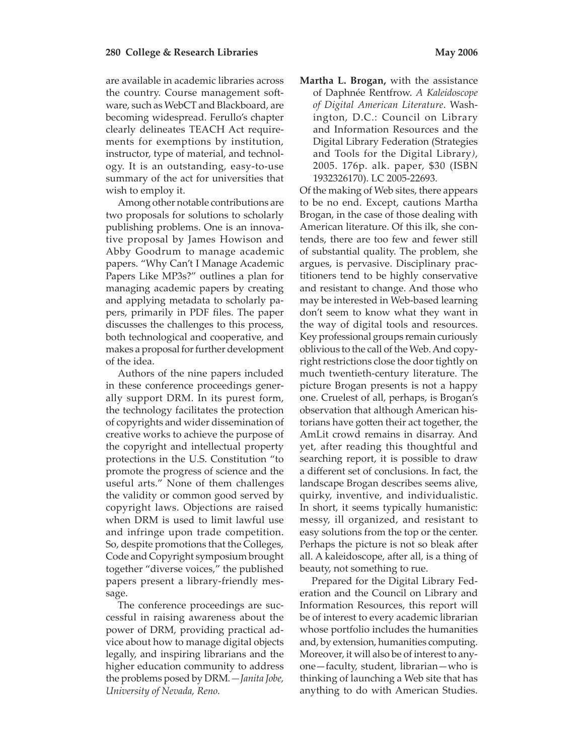are available in academic libraries across the country. Course management software, such as WebCT and Blackboard, are becoming widespread. Ferullo's chapter clearly delineates TEACH Act requirements for exemptions by institution, instructor, type of material, and technology. It is an outstanding, easy-to-use summary of the act for universities that wish to employ it.

Among other notable contributions are two proposals for solutions to scholarly publishing problems. One is an innovative proposal by James Howison and Abby Goodrum to manage academic papers. "Why Can't I Manage Academic Papers Like MP3s?" outlines a plan for managing academic papers by creating and applying metadata to scholarly papers, primarily in PDF files. The paper discusses the challenges to this process, both technological and cooperative, and makes a proposal for further development of the idea.

Authors of the nine papers included in these conference proceedings generally support DRM. In its purest form, the technology facilitates the protection of copyrights and wider dissemination of creative works to achieve the purpose of the copyright and intellectual property protections in the U.S. Constitution "to promote the progress of science and the useful arts." None of them challenges the validity or common good served by copyright laws. Objections are raised when DRM is used to limit lawful use and infringe upon trade competition. So, despite promotions that the Colleges, Code and Copyright symposium brought together "diverse voices," the published papers present a library-friendly message.

The conference proceedings are successful in raising awareness about the power of DRM, providing practical advice about how to manage digital objects legally, and inspiring librarians and the higher education community to address the problems posed by DRM. *—Janita Jobe, University of Nevada, Reno.*

**Martha L. Brogan,** with the assistance of Daphnée Rentfrow. *A Kaleidoscope of Digital American Literature*. Washington, D.C.: Council on Library and Information Resources and the Digital Library Federation (Strategies and Tools for the Digital Library), 2005. 176p. alk. paper, $30 (ISBN 1932326170). LC 2005-22693.

Of the making of Web sites, there appears to be no end. Except, cautions Martha Brogan, in the case of those dealing with American literature. Of this ilk, she contends, there are too few and fewer still of substantial quality. The problem, she argues, is pervasive. Disciplinary practitioners tend to be highly conservative and resistant to change. And those who may be interested in Web-based learning don't seem to know what they want in the way of digital tools and resources. Key professional groups remain curiously oblivious to the call of the Web. And copyright restrictions close the door tightly on much twentieth-century literature. The picture Brogan presents is not a happy one. Cruelest of all, perhaps, is Brogan's observation that although American historians have gotten their act together, the AmLit crowd remains in disarray. And yet, after reading this thoughtful and searching report, it is possible to draw a different set of conclusions. In fact, the landscape Brogan describes seems alive, quirky, inventive, and individualistic. In short, it seems typically humanistic: messy, ill organized, and resistant to easy solutions from the top or the center. Perhaps the picture is not so bleak after all. A kaleidoscope, after all, is a thing of beauty, not something to rue.

Prepared for the Digital Library Federation and the Council on Library and Information Resources, this report will be of interest to every academic librarian whose portfolio includes the humanities and, by extension, humanities computing. Moreover, it will also be of interest to anyone—faculty, student, librarian—who is thinking of launching a Web site that has anything to do with American Studies.